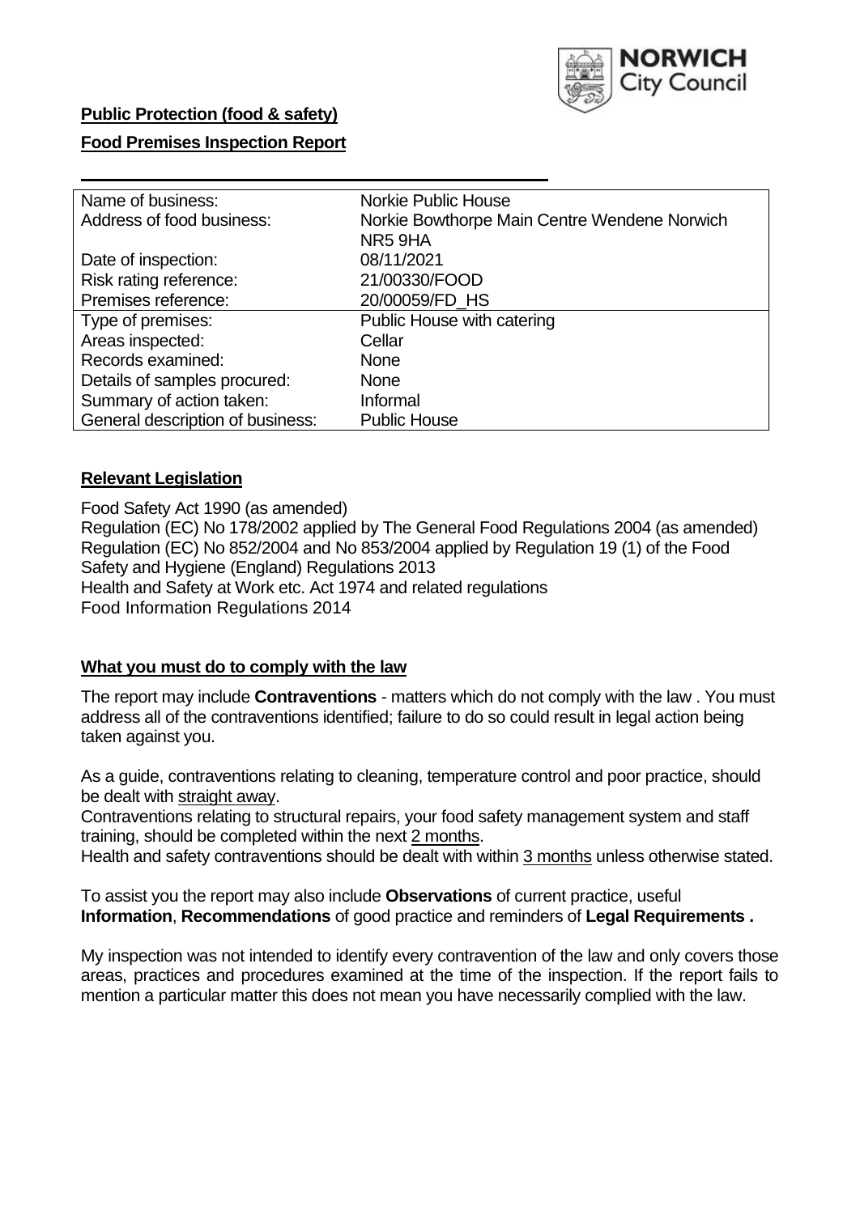**Public Protection (food & safety)**

**Food Premises Inspection Report**

| Name of business: | Norkie Public House |
|---|---|
| Address of food business: | Norkie Bowthorpe Main Centre Wendene Norwich NR5 9HA |
| Date of inspection: | 08/11/2021 |
| Risk rating reference: | 21/00330/FOOD |
| Premises reference: | 20/00059/FD_HS |
| Type of premises: | Public House with catering |
| Areas inspected: | Cellar |
| Records examined: | None |
| Details of samples procured: | None |
| Summary of action taken: | Informal |
| General description of business: | Public House |

## **Relevant Legislation**

Food Safety Act 1990 (as amended)
Regulation (EC) No 178/2002 applied by The General Food Regulations 2004 (as amended)
Regulation (EC) No 852/2004 and No 853/2004 applied by Regulation 19 (1) of the Food Safety and Hygiene (England) Regulations 2013
Health and Safety at Work etc. Act 1974 and related regulations
Food Information Regulations 2014

## **What you must do to comply with the law**

The report may include **Contraventions** - matters which do not comply with the law . You must address all of the contraventions identified; failure to do so could result in legal action being taken against you.

As a guide, contraventions relating to cleaning, temperature control and poor practice, should be dealt with straight away.
Contraventions relating to structural repairs, your food safety management system and staff training, should be completed within the next 2 months.
Health and safety contraventions should be dealt with within 3 months unless otherwise stated.

To assist you the report may also include **Observations** of current practice, useful **Information**, **Recommendations** of good practice and reminders of **Legal Requirements .**

My inspection was not intended to identify every contravention of the law and only covers those areas, practices and procedures examined at the time of the inspection. If the report fails to mention a particular matter this does not mean you have necessarily complied with the law.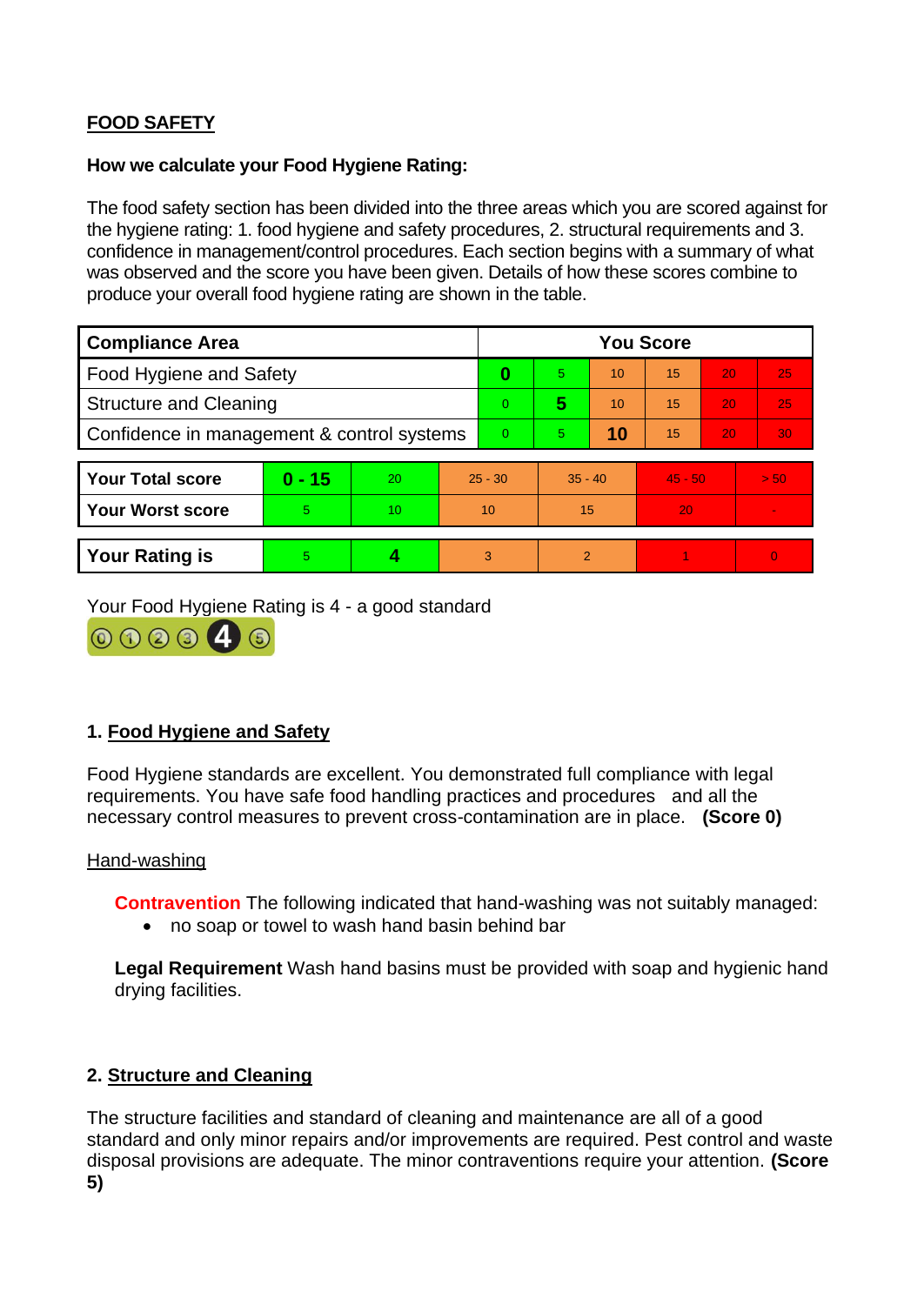**FOOD SAFETY**

**How we calculate your Food Hygiene Rating:**

The food safety section has been divided into the three areas which you are scored against for the hygiene rating: 1. food hygiene and safety procedures, 2. structural requirements and 3. confidence in management/control procedures. Each section begins with a summary of what was observed and the score you have been given. Details of how these scores combine to produce your overall food hygiene rating are shown in the table.

| Compliance Area | You Score | | | | | |
|---|---|---|---|---|---|---|
| Food Hygiene and Safety | **0** | 5 | 10 | 15 | 20 | 25 |
| Structure and Cleaning | 0 | **5** | 10 | 15 | 20 | 25 |
| Confidence in management & control systems | 0 | 5 | **10** | 15 | 20 | 30 |

| | | | | | | |
|---|---|---|---|---|---|---|
| **Your Total score** | **0 - 15** | 20 | 25 - 30 | 35 - 40 | 45 - 50 | > 50 |
| **Your Worst score** | 5 | 10 | 10 | 15 | 20 | - |

| | | | | | | |
|---|---|---|---|---|---|---|
| **Your Rating is** | 5 | **4** | 3 | 2 | 1 | 0 |

Your Food Hygiene Rating is 4 - a good standard

## 1. Food Hygiene and Safety

Food Hygiene standards are excellent. You demonstrated full compliance with legal requirements. You have safe food handling practices and procedures and all the necessary control measures to prevent cross-contamination are in place. **(Score 0)**

Hand-washing

**Contravention** The following indicated that hand-washing was not suitably managed:

- no soap or towel to wash hand basin behind bar

**Legal Requirement** Wash hand basins must be provided with soap and hygienic hand drying facilities.

## 2. Structure and Cleaning

The structure facilities and standard of cleaning and maintenance are all of a good standard and only minor repairs and/or improvements are required. Pest control and waste disposal provisions are adequate. The minor contraventions require your attention. **(Score 5)**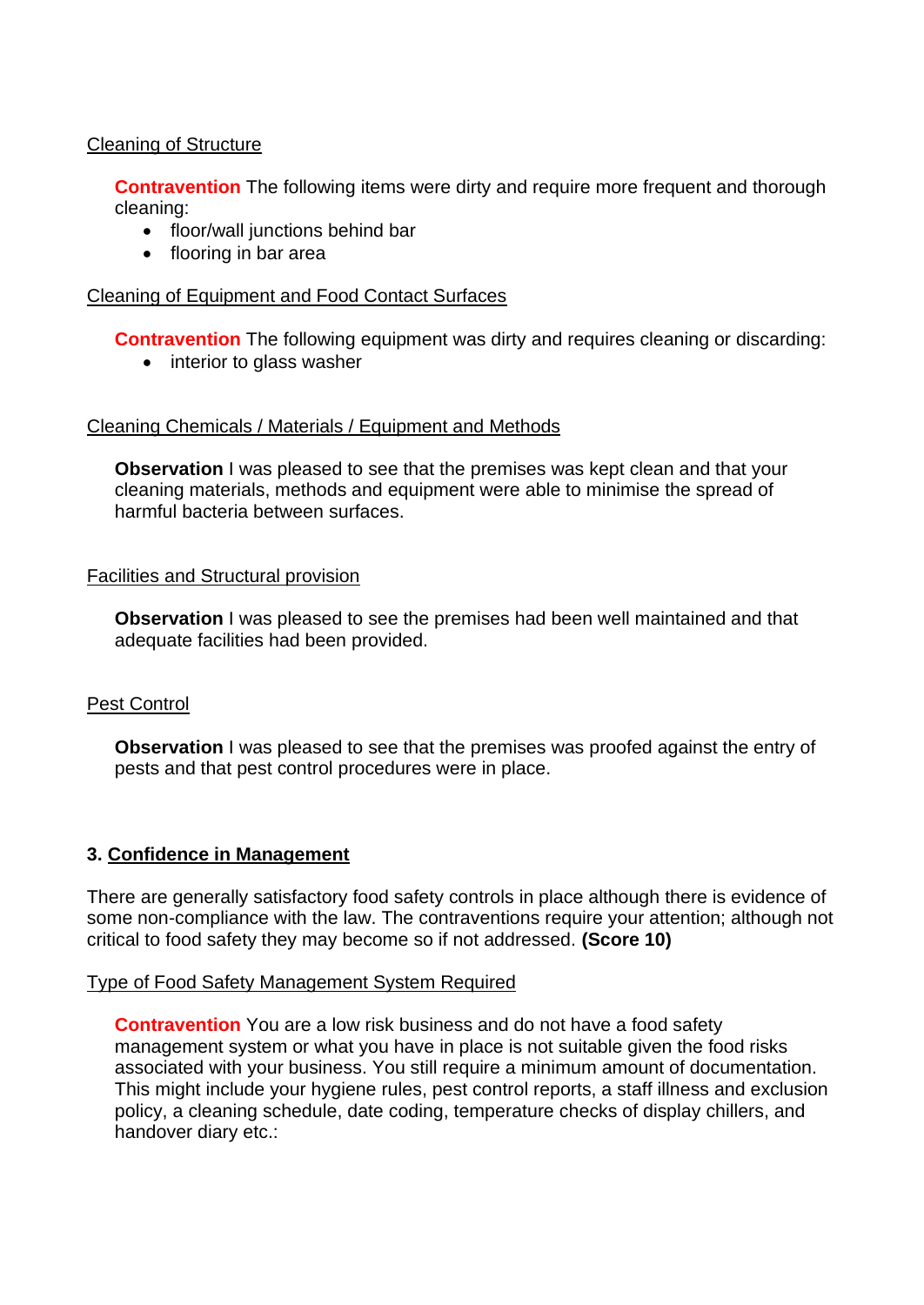Cleaning of Structure

**Contravention** The following items were dirty and require more frequent and thorough cleaning:

- floor/wall junctions behind bar
- flooring in bar area

Cleaning of Equipment and Food Contact Surfaces

**Contravention** The following equipment was dirty and requires cleaning or discarding:

- interior to glass washer

Cleaning Chemicals / Materials / Equipment and Methods

**Observation** I was pleased to see that the premises was kept clean and that your cleaning materials, methods and equipment were able to minimise the spread of harmful bacteria between surfaces.

Facilities and Structural provision

**Observation** I was pleased to see the premises had been well maintained and that adequate facilities had been provided.

Pest Control

**Observation** I was pleased to see that the premises was proofed against the entry of pests and that pest control procedures were in place.

## 3. Confidence in Management

There are generally satisfactory food safety controls in place although there is evidence of some non-compliance with the law. The contraventions require your attention; although not critical to food safety they may become so if not addressed. **(Score 10)**

Type of Food Safety Management System Required

**Contravention** You are a low risk business and do not have a food safety management system or what you have in place is not suitable given the food risks associated with your business. You still require a minimum amount of documentation. This might include your hygiene rules, pest control reports, a staff illness and exclusion policy, a cleaning schedule, date coding, temperature checks of display chillers, and handover diary etc.: